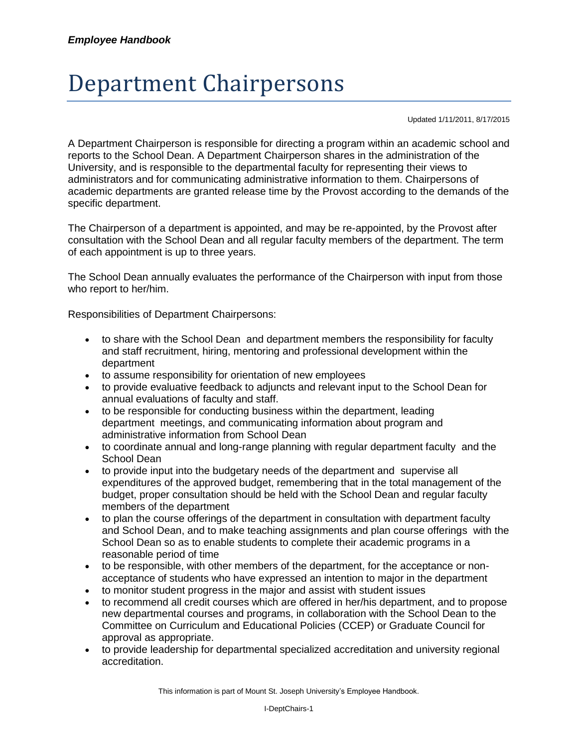# Department Chairpersons

Updated 1/11/2011, 8/17/2015

A Department Chairperson is responsible for directing a program within an academic school and reports to the School Dean. A Department Chairperson shares in the administration of the University, and is responsible to the departmental faculty for representing their views to administrators and for communicating administrative information to them. Chairpersons of academic departments are granted release time by the Provost according to the demands of the specific department.

The Chairperson of a department is appointed, and may be re-appointed, by the Provost after consultation with the School Dean and all regular faculty members of the department. The term of each appointment is up to three years.

The School Dean annually evaluates the performance of the Chairperson with input from those who report to her/him.

Responsibilities of Department Chairpersons:

- to share with the School Dean and department members the responsibility for faculty and staff recruitment, hiring, mentoring and professional development within the department
- to assume responsibility for orientation of new employees
- to provide evaluative feedback to adjuncts and relevant input to the School Dean for annual evaluations of faculty and staff.
- to be responsible for conducting business within the department, leading department meetings, and communicating information about program and administrative information from School Dean
- to coordinate annual and long-range planning with regular department faculty and the School Dean
- to provide input into the budgetary needs of the department and supervise all expenditures of the approved budget, remembering that in the total management of the budget, proper consultation should be held with the School Dean and regular faculty members of the department
- to plan the course offerings of the department in consultation with department faculty and School Dean, and to make teaching assignments and plan course offerings with the School Dean so as to enable students to complete their academic programs in a reasonable period of time
- to be responsible, with other members of the department, for the acceptance or non-acceptance of students who have expressed an intention to major in the department
- to monitor student progress in the major and assist with student issues
- to recommend all credit courses which are offered in her/his department, and to propose new departmental courses and programs, in collaboration with the School Dean to the Committee on Curriculum and Educational Policies (CCEP) or Graduate Council for approval as appropriate.
- to provide leadership for departmental specialized accreditation and university regional accreditation.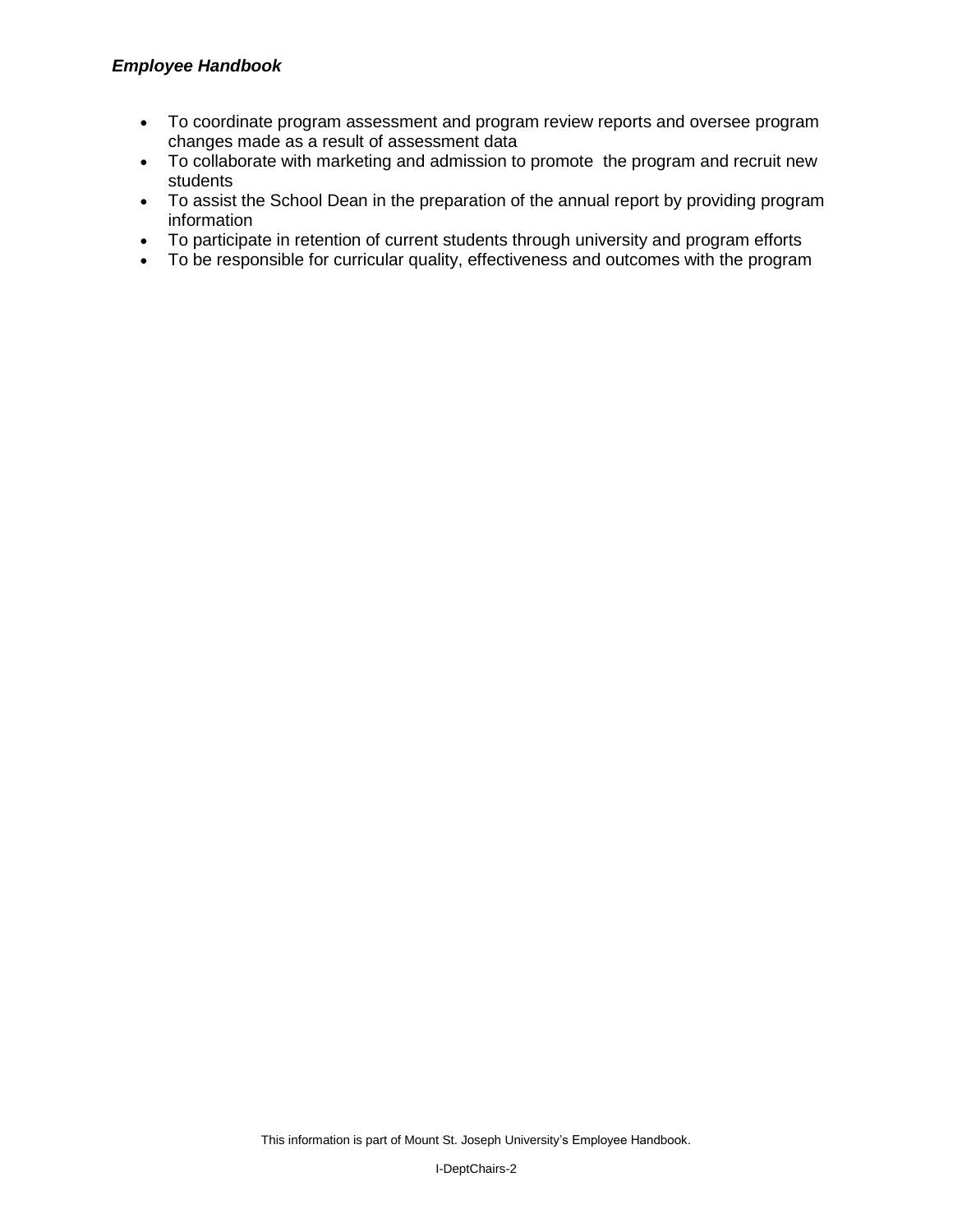- To coordinate program assessment and program review reports and oversee program changes made as a result of assessment data
- To collaborate with marketing and admission to promote the program and recruit new students
- To assist the School Dean in the preparation of the annual report by providing program information
- To participate in retention of current students through university and program efforts
- To be responsible for curricular quality, effectiveness and outcomes with the program